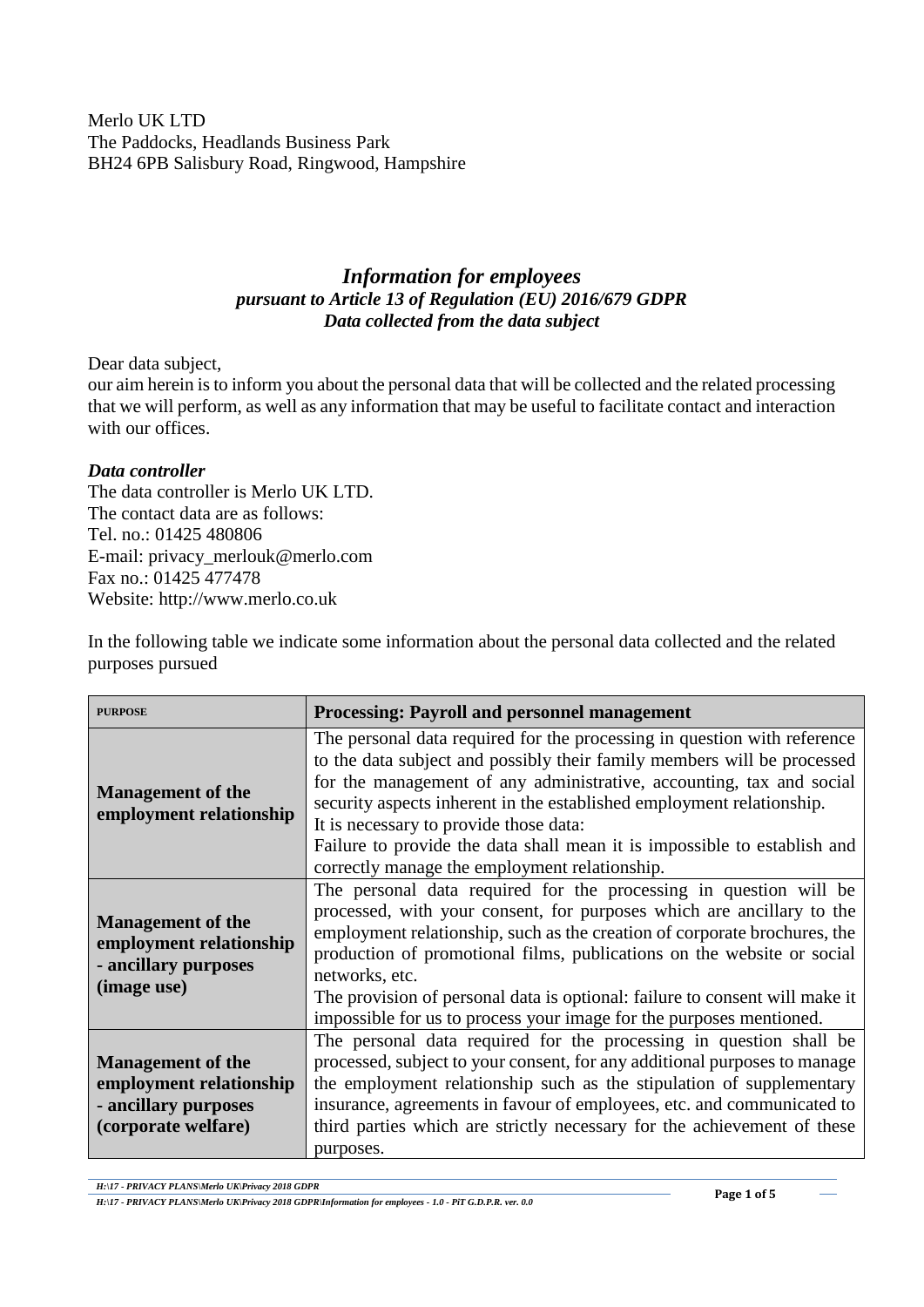Merlo UK LTD
The Paddocks, Headlands Business Park
BH24 6PB Salisbury Road, Ringwood, Hampshire

# *Information for employees*

### *pursuant to Article 13 of Regulation (EU) 2016/679 GDPR*
### *Data collected from the data subject*

Dear data subject,
our aim herein is to inform you about the personal data that will be collected and the related processing that we will perform, as well as any information that may be useful to facilitate contact and interaction with our offices.

***Data controller***
The data controller is Merlo UK LTD.
The contact data are as follows:
Tel. no.: 01425 480806
E-mail: privacy_merlouk@merlo.com
Fax no.: 01425 477478
Website: http://www.merlo.co.uk

In the following table we indicate some information about the personal data collected and the related purposes pursued

| PURPOSE | Processing: Payroll and personnel management |
|---|---|
| **Management of the employment relationship** | The personal data required for the processing in question with reference to the data subject and possibly their family members will be processed for the management of any administrative, accounting, tax and social security aspects inherent in the established employment relationship.<br>It is necessary to provide those data:<br>Failure to provide the data shall mean it is impossible to establish and correctly manage the employment relationship. |
| **Management of the employment relationship - ancillary purposes (image use)** | The personal data required for the processing in question will be processed, with your consent, for purposes which are ancillary to the employment relationship, such as the creation of corporate brochures, the production of promotional films, publications on the website or social networks, etc.<br>The provision of personal data is optional: failure to consent will make it impossible for us to process your image for the purposes mentioned. |
| **Management of the employment relationship - ancillary purposes (corporate welfare)** | The personal data required for the processing in question shall be processed, subject to your consent, for any additional purposes to manage the employment relationship such as the stipulation of supplementary insurance, agreements in favour of employees, etc. and communicated to third parties which are strictly necessary for the achievement of these purposes. |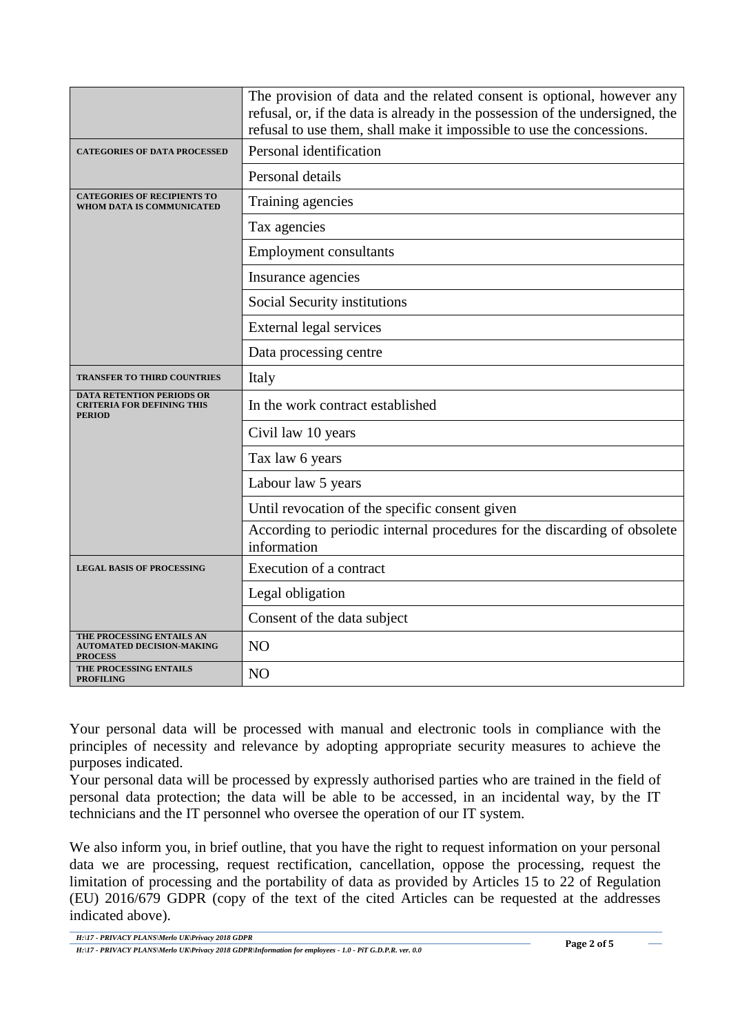| | |
|---|---|
| | The provision of data and the related consent is optional, however any refusal, or, if the data is already in the possession of the undersigned, the refusal to use them, shall make it impossible to use the concessions. |
| **CATEGORIES OF DATA PROCESSED** | Personal identification |
| | Personal details |
| **CATEGORIES OF RECIPIENTS TO WHOM DATA IS COMMUNICATED** | Training agencies |
| | Tax agencies |
| | Employment consultants |
| | Insurance agencies |
| | Social Security institutions |
| | External legal services |
| | Data processing centre |
| **TRANSFER TO THIRD COUNTRIES** | Italy |
| **DATA RETENTION PERIODS OR CRITERIA FOR DEFINING THIS PERIOD** | In the work contract established |
| | Civil law 10 years |
| | Tax law 6 years |
| | Labour law 5 years |
| | Until revocation of the specific consent given |
| | According to periodic internal procedures for the discarding of obsolete information |
| **LEGAL BASIS OF PROCESSING** | Execution of a contract |
| | Legal obligation |
| | Consent of the data subject |
| **THE PROCESSING ENTAILS AN AUTOMATED DECISION-MAKING PROCESS** | NO |
| **THE PROCESSING ENTAILS PROFILING** | NO |

Your personal data will be processed with manual and electronic tools in compliance with the principles of necessity and relevance by adopting appropriate security measures to achieve the purposes indicated.
Your personal data will be processed by expressly authorised parties who are trained in the field of personal data protection; the data will be able to be accessed, in an incidental way, by the IT technicians and the IT personnel who oversee the operation of our IT system.

We also inform you, in brief outline, that you have the right to request information on your personal data we are processing, request rectification, cancellation, oppose the processing, request the limitation of processing and the portability of data as provided by Articles 15 to 22 of Regulation (EU) 2016/679 GDPR (copy of the text of the cited Articles can be requested at the addresses indicated above).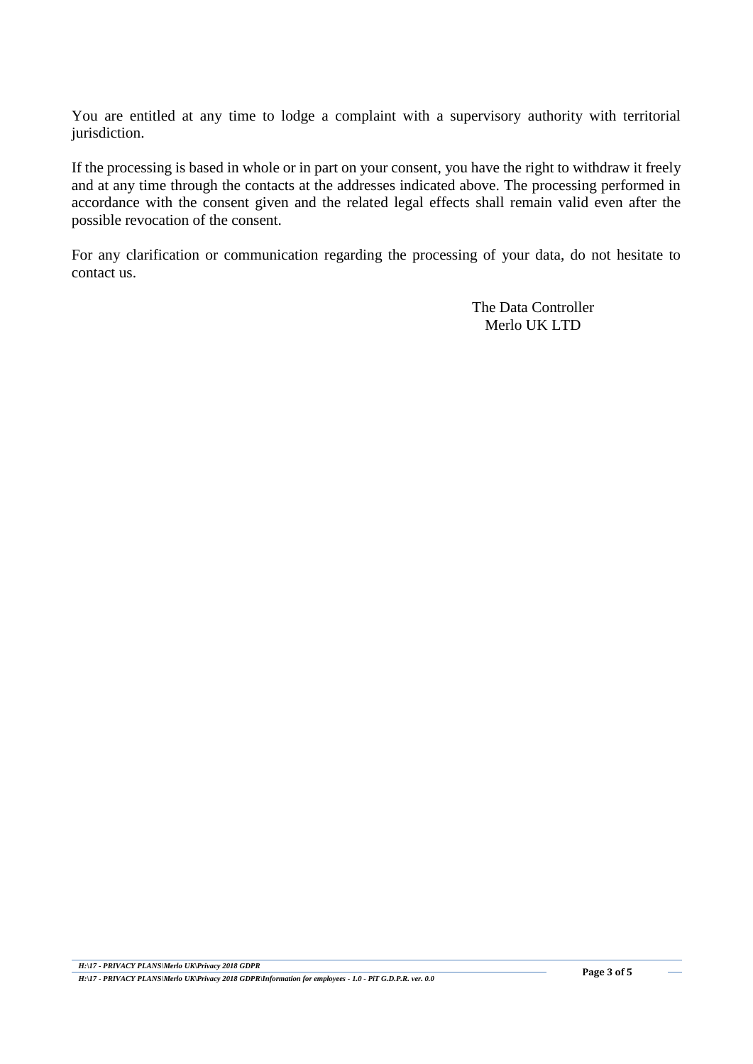You are entitled at any time to lodge a complaint with a supervisory authority with territorial jurisdiction.

If the processing is based in whole or in part on your consent, you have the right to withdraw it freely and at any time through the contacts at the addresses indicated above. The processing performed in accordance with the consent given and the related legal effects shall remain valid even after the possible revocation of the consent.

For any clarification or communication regarding the processing of your data, do not hesitate to contact us.

The Data Controller
Merlo UK LTD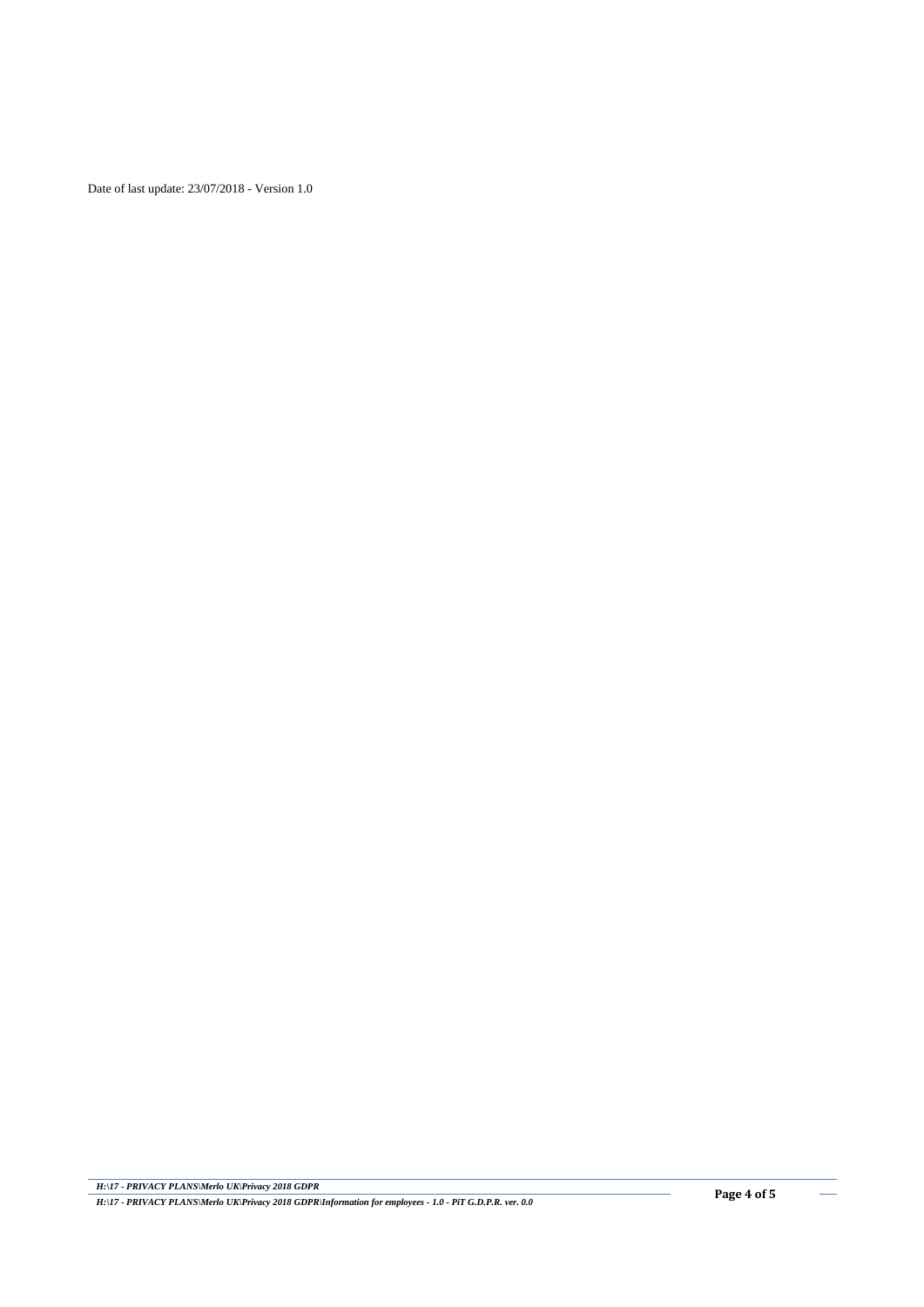Date of last update: 23/07/2018 - Version 1.0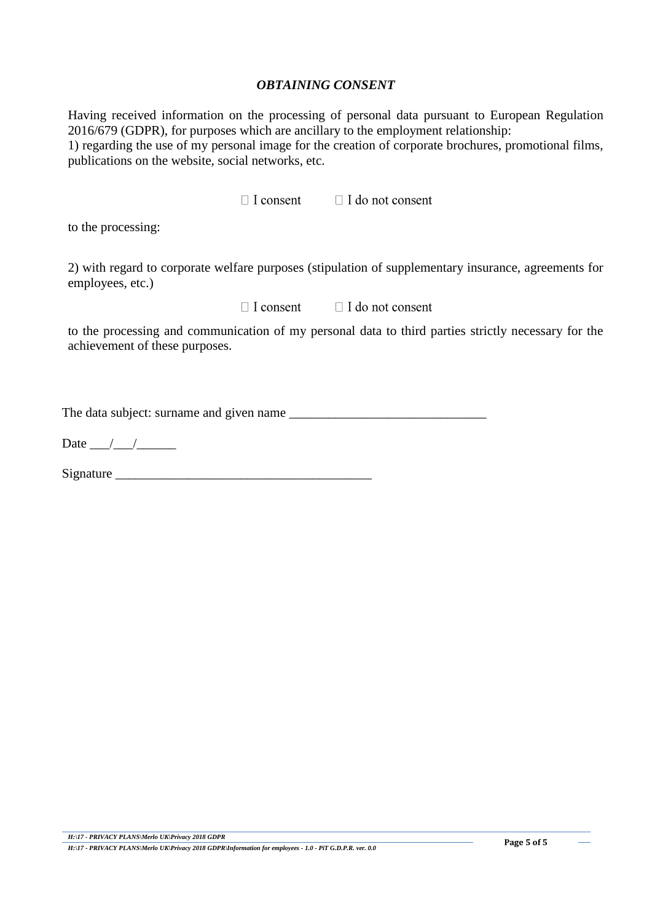***OBTAINING CONSENT***

Having received information on the processing of personal data pursuant to European Regulation 2016/679 (GDPR), for purposes which are ancillary to the employment relationship:

1) regarding the use of my personal image for the creation of corporate brochures, promotional films, publications on the website, social networks, etc.

☐ I consent ☐ I do not consent

to the processing:

2) with regard to corporate welfare purposes (stipulation of supplementary insurance, agreements for employees, etc.)

☐ I consent ☐ I do not consent

to the processing and communication of my personal data to third parties strictly necessary for the achievement of these purposes.

The data subject: surname and given name ______________________________

Date ___/___/______

Signature _______________________________________